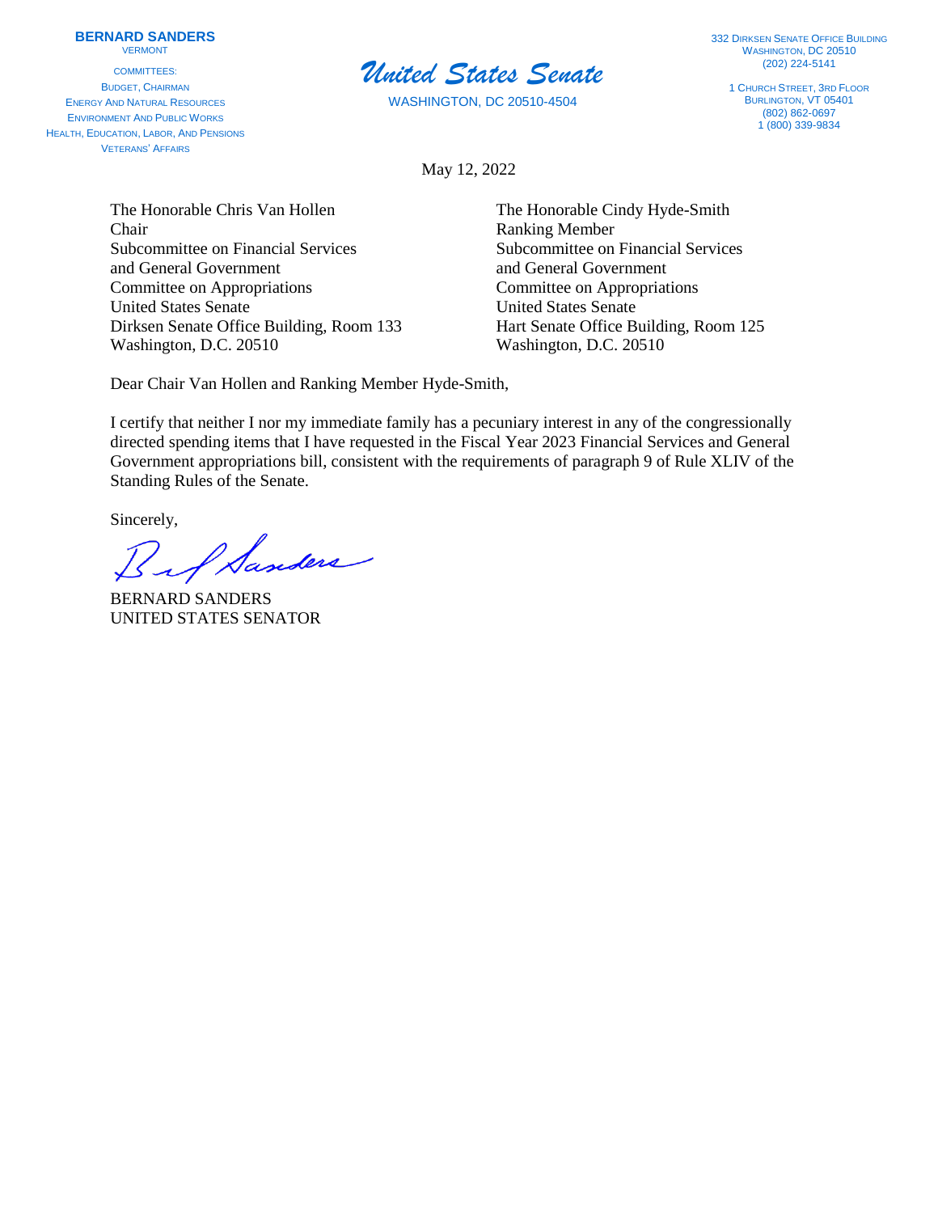**BERNARD SANDERS**
VERMONT

COMMITTEES:
BUDGET, CHAIRMAN
ENERGY AND NATURAL RESOURCES
ENVIRONMENT AND PUBLIC WORKS
HEALTH, EDUCATION, LABOR, AND PENSIONS
VETERANS' AFFAIRS

***United States Senate***

WASHINGTON, DC 20510-4504

332 DIRKSEN SENATE OFFICE BUILDING
WASHINGTON, DC 20510
(202) 224-5141

1 CHURCH STREET, 3RD FLOOR
BURLINGTON, VT 05401
(802) 862-0697
1 (800) 339-9834

May 12, 2022

The Honorable Chris Van Hollen
Chair
Subcommittee on Financial Services
and General Government
Committee on Appropriations
United States Senate
Dirksen Senate Office Building, Room 133
Washington, D.C. 20510

The Honorable Cindy Hyde-Smith
Ranking Member
Subcommittee on Financial Services
and General Government
Committee on Appropriations
United States Senate
Hart Senate Office Building, Room 125
Washington, D.C. 20510

Dear Chair Van Hollen and Ranking Member Hyde-Smith,

I certify that neither I nor my immediate family has a pecuniary interest in any of the congressionally directed spending items that I have requested in the Fiscal Year 2023 Financial Services and General Government appropriations bill, consistent with the requirements of paragraph 9 of Rule XLIV of the Standing Rules of the Senate.

Sincerely,

BERNARD SANDERS
UNITED STATES SENATOR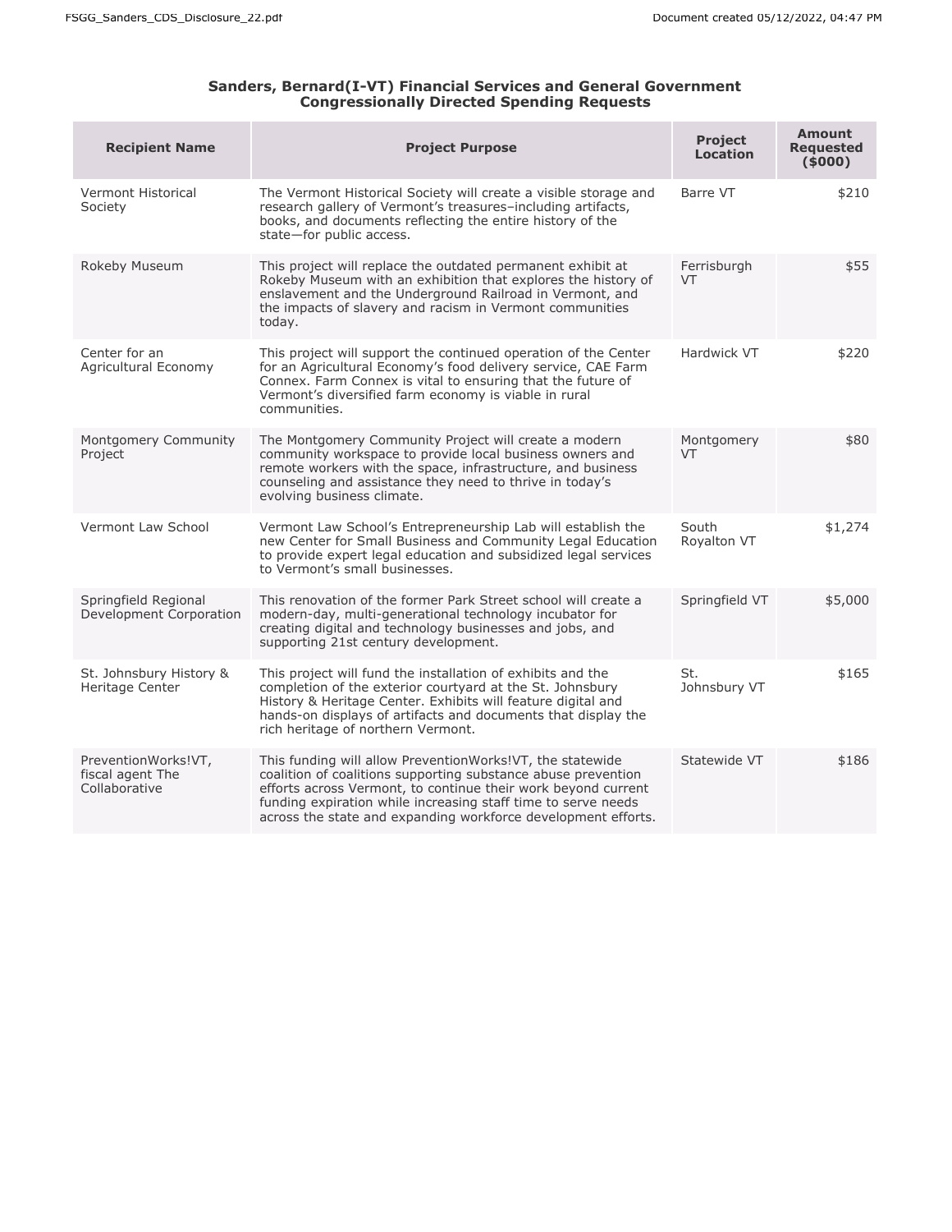## Sanders, Bernard(I-VT) Financial Services and General Government Congressionally Directed Spending Requests

| Recipient Name | Project Purpose | Project Location | Amount Requested ($000) |
|---|---|---|---|
| Vermont Historical Society | The Vermont Historical Society will create a visible storage and research gallery of Vermont's treasures–including artifacts, books, and documents reflecting the entire history of the state—for public access. | Barre VT | $210 |
| Rokeby Museum | This project will replace the outdated permanent exhibit at Rokeby Museum with an exhibition that explores the history of enslavement and the Underground Railroad in Vermont, and the impacts of slavery and racism in Vermont communities today. | Ferrisburgh VT | $55 |
| Center for an Agricultural Economy | This project will support the continued operation of the Center for an Agricultural Economy's food delivery service, CAE Farm Connex. Farm Connex is vital to ensuring that the future of Vermont's diversified farm economy is viable in rural communities. | Hardwick VT | $220 |
| Montgomery Community Project | The Montgomery Community Project will create a modern community workspace to provide local business owners and remote workers with the space, infrastructure, and business counseling and assistance they need to thrive in today's evolving business climate. | Montgomery VT | $80 |
| Vermont Law School | Vermont Law School's Entrepreneurship Lab will establish the new Center for Small Business and Community Legal Education to provide expert legal education and subsidized legal services to Vermont's small businesses. | South Royalton VT | $1,274 |
| Springfield Regional Development Corporation | This renovation of the former Park Street school will create a modern-day, multi-generational technology incubator for creating digital and technology businesses and jobs, and supporting 21st century development. | Springfield VT | $5,000 |
| St. Johnsbury History & Heritage Center | This project will fund the installation of exhibits and the completion of the exterior courtyard at the St. Johnsbury History & Heritage Center. Exhibits will feature digital and hands-on displays of artifacts and documents that display the rich heritage of northern Vermont. | St. Johnsbury VT | $165 |
| PreventionWorks!VT, fiscal agent The Collaborative | This funding will allow PreventionWorks!VT, the statewide coalition of coalitions supporting substance abuse prevention efforts across Vermont, to continue their work beyond current funding expiration while increasing staff time to serve needs across the state and expanding workforce development efforts. | Statewide VT | $186 |